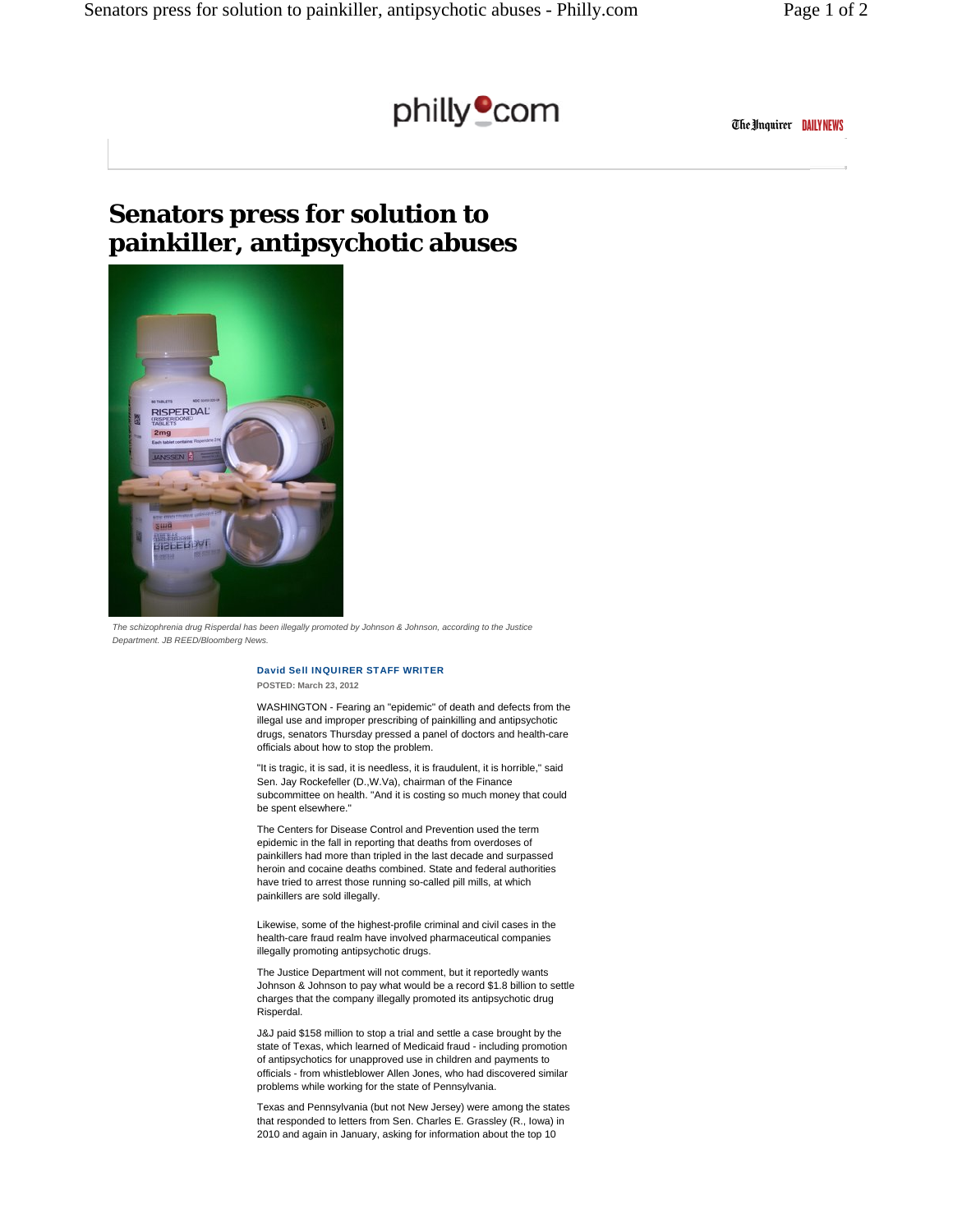# Senators press for solution to painkiller, antipsychotic abuses

*The schizophrenia drug Risperdal has been illegally promoted by Johnson & Johnson, according to the Justice Department. JB REED/Bloomberg News.*

**David Sell INQUIRER STAFF WRITER**

**POSTED: March 23, 2012**

WASHINGTON - Fearing an "epidemic" of death and defects from the illegal use and improper prescribing of painkilling and antipsychotic drugs, senators Thursday pressed a panel of doctors and health-care officials about how to stop the problem.

"It is tragic, it is sad, it is needless, it is fraudulent, it is horrible," said Sen. Jay Rockefeller (D.,W.Va), chairman of the Finance subcommittee on health. "And it is costing so much money that could be spent elsewhere."

The Centers for Disease Control and Prevention used the term epidemic in the fall in reporting that deaths from overdoses of painkillers had more than tripled in the last decade and surpassed heroin and cocaine deaths combined. State and federal authorities have tried to arrest those running so-called pill mills, at which painkillers are sold illegally.

Likewise, some of the highest-profile criminal and civil cases in the health-care fraud realm have involved pharmaceutical companies illegally promoting antipsychotic drugs.

The Justice Department will not comment, but it reportedly wants Johnson & Johnson to pay what would be a record $1.8 billion to settle charges that the company illegally promoted its antipsychotic drug Risperdal.

J&J paid $158 million to stop a trial and settle a case brought by the state of Texas, which learned of Medicaid fraud - including promotion of antipsychotics for unapproved use in children and payments to officials - from whistleblower Allen Jones, who had discovered similar problems while working for the state of Pennsylvania.

Texas and Pennsylvania (but not New Jersey) were among the states that responded to letters from Sen. Charles E. Grassley (R., Iowa) in 2010 and again in January, asking for information about the top 10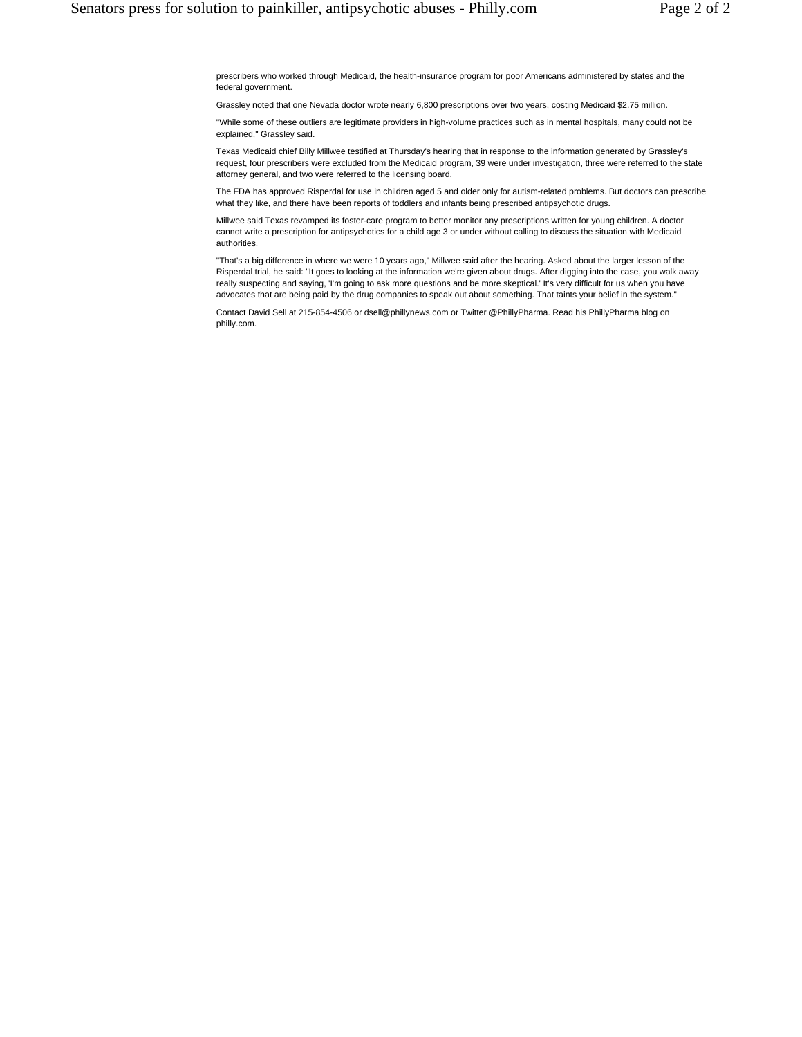prescribers who worked through Medicaid, the health-insurance program for poor Americans administered by states and the federal government.

Grassley noted that one Nevada doctor wrote nearly 6,800 prescriptions over two years, costing Medicaid $2.75 million.

"While some of these outliers are legitimate providers in high-volume practices such as in mental hospitals, many could not be explained," Grassley said.

Texas Medicaid chief Billy Millwee testified at Thursday's hearing that in response to the information generated by Grassley's request, four prescribers were excluded from the Medicaid program, 39 were under investigation, three were referred to the state attorney general, and two were referred to the licensing board.

The FDA has approved Risperdal for use in children aged 5 and older only for autism-related problems. But doctors can prescribe what they like, and there have been reports of toddlers and infants being prescribed antipsychotic drugs.

Millwee said Texas revamped its foster-care program to better monitor any prescriptions written for young children. A doctor cannot write a prescription for antipsychotics for a child age 3 or under without calling to discuss the situation with Medicaid authorities.

"That's a big difference in where we were 10 years ago," Millwee said after the hearing. Asked about the larger lesson of the Risperdal trial, he said: "It goes to looking at the information we're given about drugs. After digging into the case, you walk away really suspecting and saying, 'I'm going to ask more questions and be more skeptical.' It's very difficult for us when you have advocates that are being paid by the drug companies to speak out about something. That taints your belief in the system."

Contact David Sell at 215-854-4506 or dsell@phillynews.com or Twitter @PhillyPharma. Read his PhillyPharma blog on philly.com.